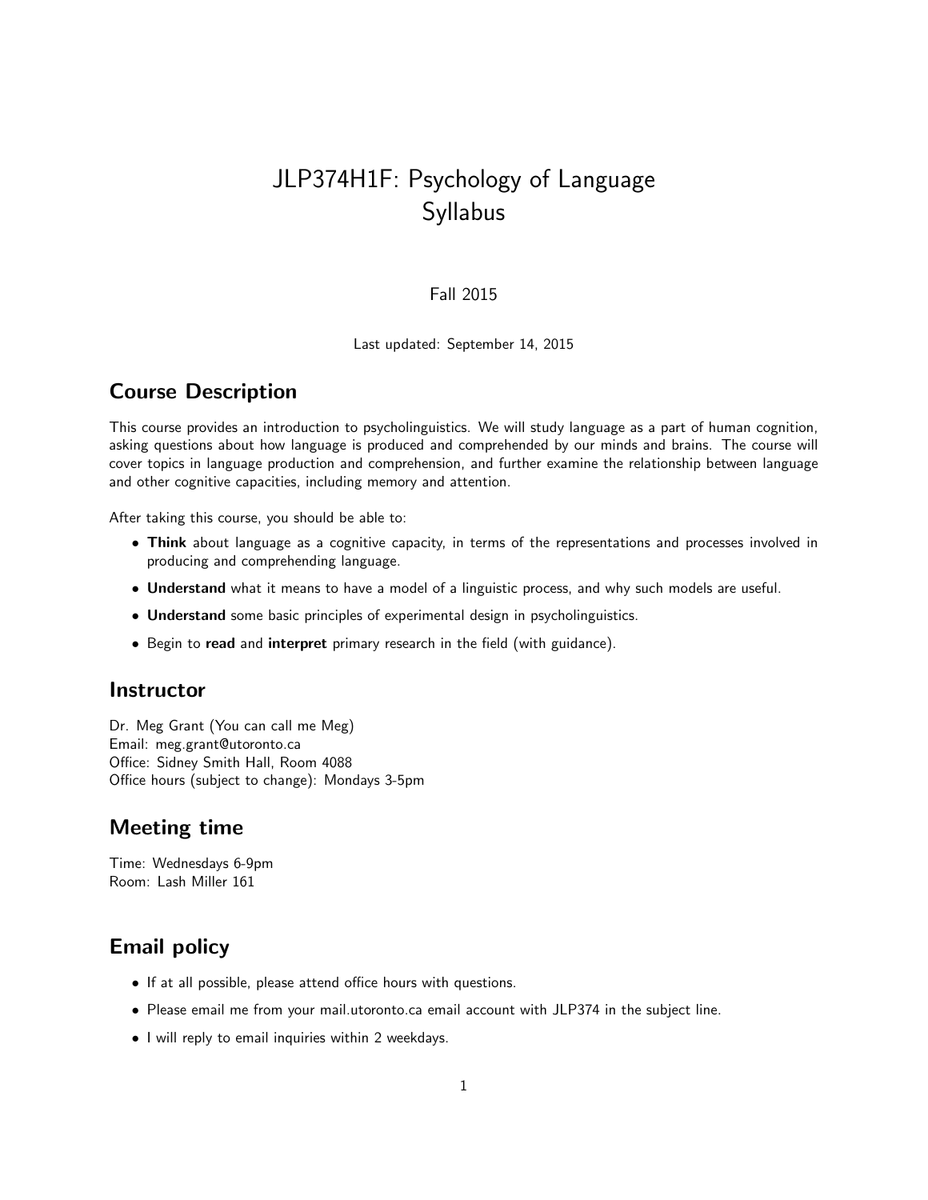# JLP374H1F: Psychology of Language
# Syllabus

Fall 2015

Last updated: September 14, 2015

## Course Description

This course provides an introduction to psycholinguistics. We will study language as a part of human cognition, asking questions about how language is produced and comprehended by our minds and brains. The course will cover topics in language production and comprehension, and further examine the relationship between language and other cognitive capacities, including memory and attention.

After taking this course, you should be able to:

- **Think** about language as a cognitive capacity, in terms of the representations and processes involved in producing and comprehending language.
- **Understand** what it means to have a model of a linguistic process, and why such models are useful.
- **Understand** some basic principles of experimental design in psycholinguistics.
- Begin to **read** and **interpret** primary research in the field (with guidance).

## Instructor

Dr. Meg Grant (You can call me Meg)
Email: meg.grant@utoronto.ca
Office: Sidney Smith Hall, Room 4088
Office hours (subject to change): Mondays 3-5pm

## Meeting time

Time: Wednesdays 6-9pm
Room: Lash Miller 161

## Email policy

- If at all possible, please attend office hours with questions.
- Please email me from your mail.utoronto.ca email account with JLP374 in the subject line.
- I will reply to email inquiries within 2 weekdays.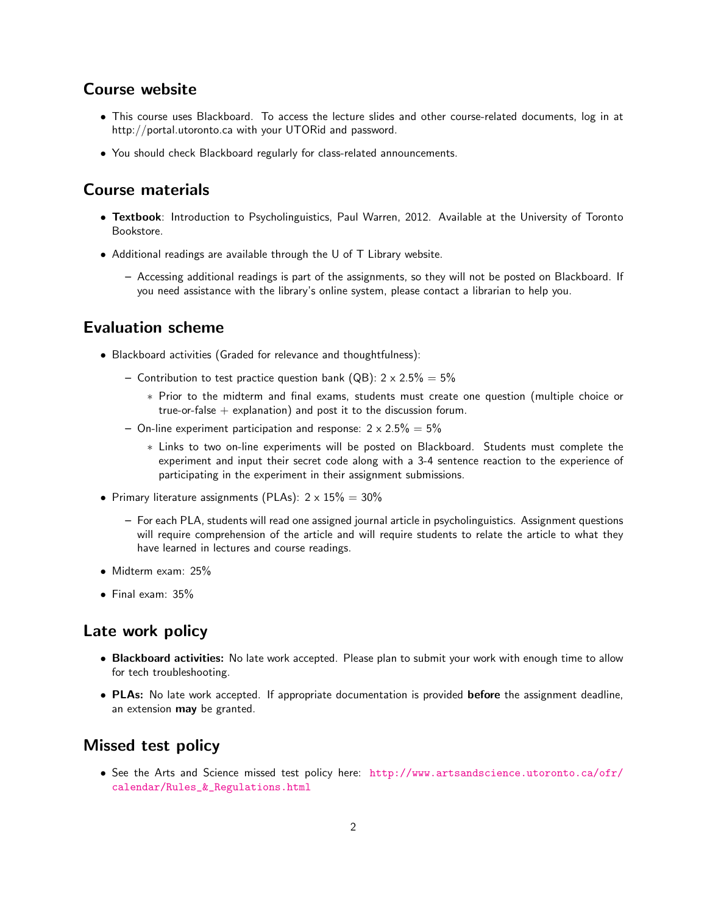## Course website

- This course uses Blackboard. To access the lecture slides and other course-related documents, log in at http://portal.utoronto.ca with your UTORid and password.
- You should check Blackboard regularly for class-related announcements.

## Course materials

- **Textbook**: Introduction to Psycholinguistics, Paul Warren, 2012. Available at the University of Toronto Bookstore.
- Additional readings are available through the U of T Library website.
  - Accessing additional readings is part of the assignments, so they will not be posted on Blackboard. If you need assistance with the library's online system, please contact a librarian to help you.

## Evaluation scheme

- Blackboard activities (Graded for relevance and thoughtfulness):
  - Contribution to test practice question bank (QB): 2 x 2.5% = 5%
    - Prior to the midterm and final exams, students must create one question (multiple choice or true-or-false + explanation) and post it to the discussion forum.
  - On-line experiment participation and response: 2 x 2.5% = 5%
    - Links to two on-line experiments will be posted on Blackboard. Students must complete the experiment and input their secret code along with a 3-4 sentence reaction to the experience of participating in the experiment in their assignment submissions.
- Primary literature assignments (PLAs): 2 x 15% = 30%
  - For each PLA, students will read one assigned journal article in psycholinguistics. Assignment questions will require comprehension of the article and will require students to relate the article to what they have learned in lectures and course readings.
- Midterm exam: 25%
- Final exam: 35%

## Late work policy

- **Blackboard activities:** No late work accepted. Please plan to submit your work with enough time to allow for tech troubleshooting.
- **PLAs:** No late work accepted. If appropriate documentation is provided **before** the assignment deadline, an extension **may** be granted.

## Missed test policy

- See the Arts and Science missed test policy here: http://www.artsandscience.utoronto.ca/ofr/calendar/Rules_&_Regulations.html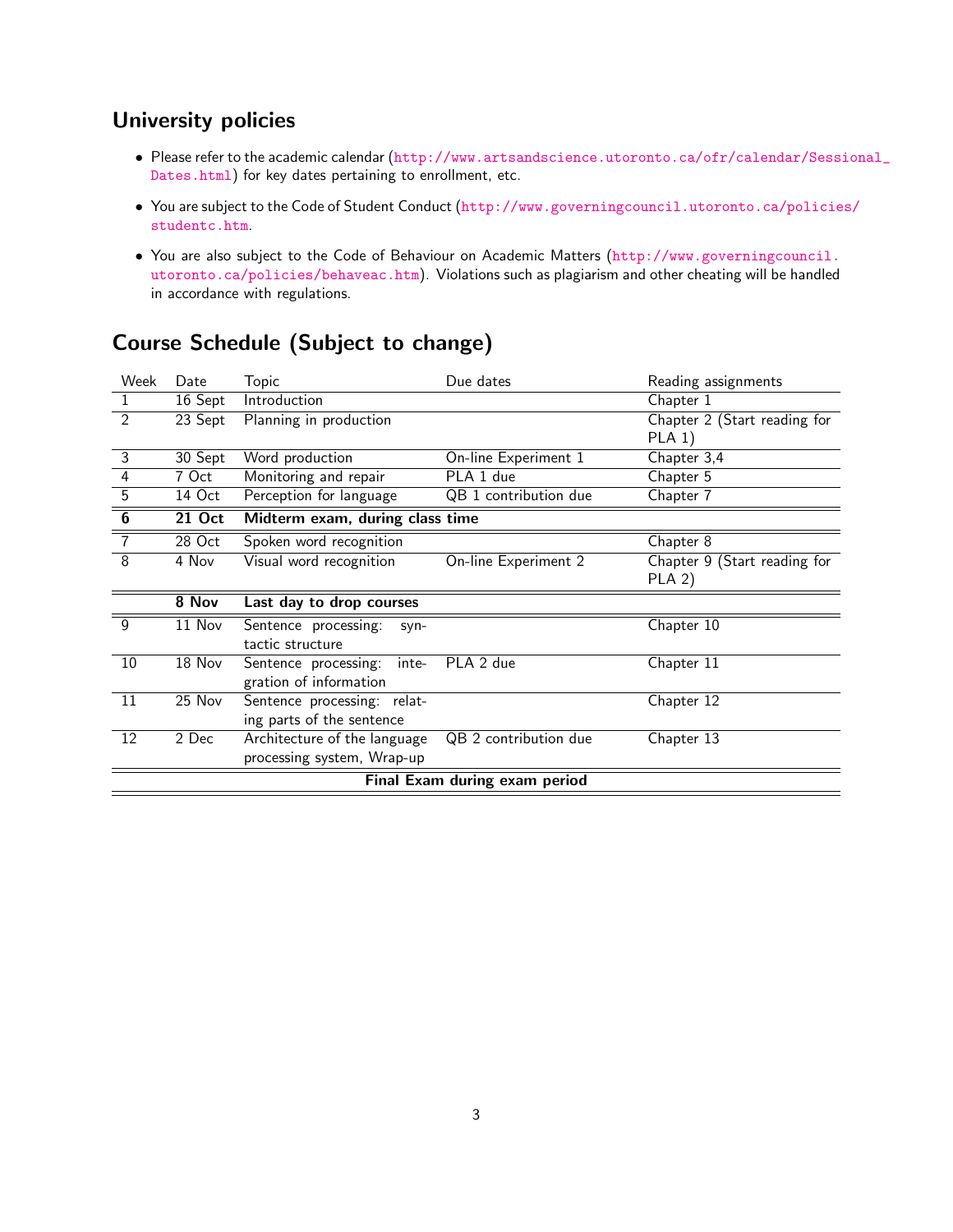## University policies

- Please refer to the academic calendar (http://www.artsandscience.utoronto.ca/ofr/calendar/Sessional_Dates.html) for key dates pertaining to enrollment, etc.
- You are subject to the Code of Student Conduct (http://www.governingcouncil.utoronto.ca/policies/studentc.htm.
- You are also subject to the Code of Behaviour on Academic Matters (http://www.governingcouncil.utoronto.ca/policies/behaveac.htm). Violations such as plagiarism and other cheating will be handled in accordance with regulations.

## Course Schedule (Subject to change)

| Week | Date | Topic | Due dates | Reading assignments |
|---|---|---|---|---|
| 1 | 16 Sept | Introduction | | Chapter 1 |
| 2 | 23 Sept | Planning in production | | Chapter 2 (Start reading for PLA 1) |
| 3 | 30 Sept | Word production | On-line Experiment 1 | Chapter 3,4 |
| 4 | 7 Oct | Monitoring and repair | PLA 1 due | Chapter 5 |
| 5 | 14 Oct | Perception for language | QB 1 contribution due | Chapter 7 |
| **6** | **21 Oct** | **Midterm exam, during class time** | | |
| 7 | 28 Oct | Spoken word recognition | | Chapter 8 |
| 8 | 4 Nov | Visual word recognition | On-line Experiment 2 | Chapter 9 (Start reading for PLA 2) |
| | **8 Nov** | **Last day to drop courses** | | |
| 9 | 11 Nov | Sentence processing: syntactic structure | | Chapter 10 |
| 10 | 18 Nov | Sentence processing: integration of information | PLA 2 due | Chapter 11 |
| 11 | 25 Nov | Sentence processing: relating parts of the sentence | | Chapter 12 |
| 12 | 2 Dec | Architecture of the language processing system, Wrap-up | QB 2 contribution due | Chapter 13 |
| | | **Final Exam during exam period** | | |